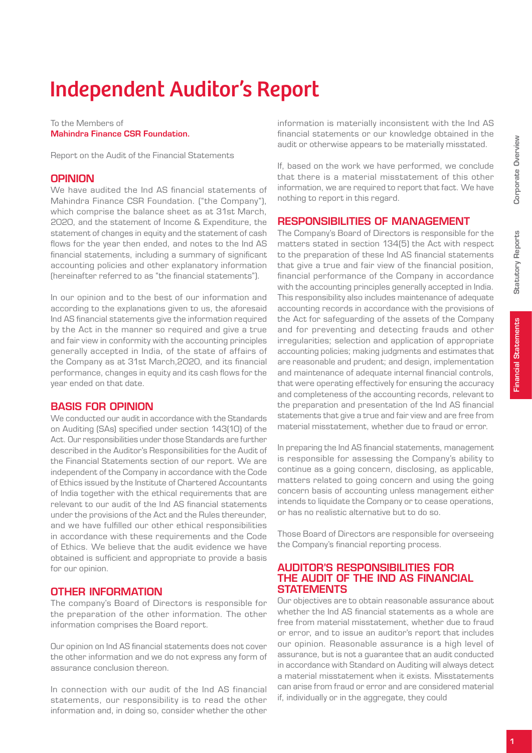# Independent Auditor's Report

To the Members of
**Mahindra Finance CSR Foundation.**

Report on the Audit of the Financial Statements

## OPINION

We have audited the Ind AS financial statements of Mahindra Finance CSR Foundation. ("the Company"), which comprise the balance sheet as at 31st March, 2020, and the statement of Income & Expenditure, the statement of changes in equity and the statement of cash flows for the year then ended, and notes to the Ind AS financial statements, including a summary of significant accounting policies and other explanatory information (hereinafter referred to as "the financial statements").

In our opinion and to the best of our information and according to the explanations given to us, the aforesaid Ind AS financial statements give the information required by the Act in the manner so required and give a true and fair view in conformity with the accounting principles generally accepted in India, of the state of affairs of the Company as at 31st March,2020, and its financial performance, changes in equity and its cash flows for the year ended on that date.

## BASIS FOR OPINION

We conducted our audit in accordance with the Standards on Auditing (SAs) specified under section 143(10) of the Act. Our responsibilities under those Standards are further described in the Auditor's Responsibilities for the Audit of the Financial Statements section of our report. We are independent of the Company in accordance with the Code of Ethics issued by the Institute of Chartered Accountants of India together with the ethical requirements that are relevant to our audit of the Ind AS financial statements under the provisions of the Act and the Rules thereunder, and we have fulfilled our other ethical responsibilities in accordance with these requirements and the Code of Ethics. We believe that the audit evidence we have obtained is sufficient and appropriate to provide a basis for our opinion.

## OTHER INFORMATION

The company's Board of Directors is responsible for the preparation of the other information. The other information comprises the Board report.

Our opinion on Ind AS financial statements does not cover the other information and we do not express any form of assurance conclusion thereon.

In connection with our audit of the Ind AS financial statements, our responsibility is to read the other information and, in doing so, consider whether the other information is materially inconsistent with the Ind AS financial statements or our knowledge obtained in the audit or otherwise appears to be materially misstated.

If, based on the work we have performed, we conclude that there is a material misstatement of this other information, we are required to report that fact. We have nothing to report in this regard.

## RESPONSIBILITIES OF MANAGEMENT

The Company's Board of Directors is responsible for the matters stated in section 134(5) the Act with respect to the preparation of these Ind AS financial statements that give a true and fair view of the financial position, financial performance of the Company in accordance with the accounting principles generally accepted in India. This responsibility also includes maintenance of adequate accounting records in accordance with the provisions of the Act for safeguarding of the assets of the Company and for preventing and detecting frauds and other irregularities; selection and application of appropriate accounting policies; making judgments and estimates that are reasonable and prudent; and design, implementation and maintenance of adequate internal financial controls, that were operating effectively for ensuring the accuracy and completeness of the accounting records, relevant to the preparation and presentation of the Ind AS financial statements that give a true and fair view and are free from material misstatement, whether due to fraud or error.

In preparing the Ind AS financial statements, management is responsible for assessing the Company's ability to continue as a going concern, disclosing, as applicable, matters related to going concern and using the going concern basis of accounting unless management either intends to liquidate the Company or to cease operations, or has no realistic alternative but to do so.

Those Board of Directors are responsible for overseeing the Company's financial reporting process.

## AUDITOR'S RESPONSIBILITIES FOR THE AUDIT OF THE IND AS FINANCIAL STATEMENTS

Our objectives are to obtain reasonable assurance about whether the Ind AS financial statements as a whole are free from material misstatement, whether due to fraud or error, and to issue an auditor's report that includes our opinion. Reasonable assurance is a high level of assurance, but is not a guarantee that an audit conducted in accordance with Standard on Auditing will always detect a material misstatement when it exists. Misstatements can arise from fraud or error and are considered material if, individually or in the aggregate, they could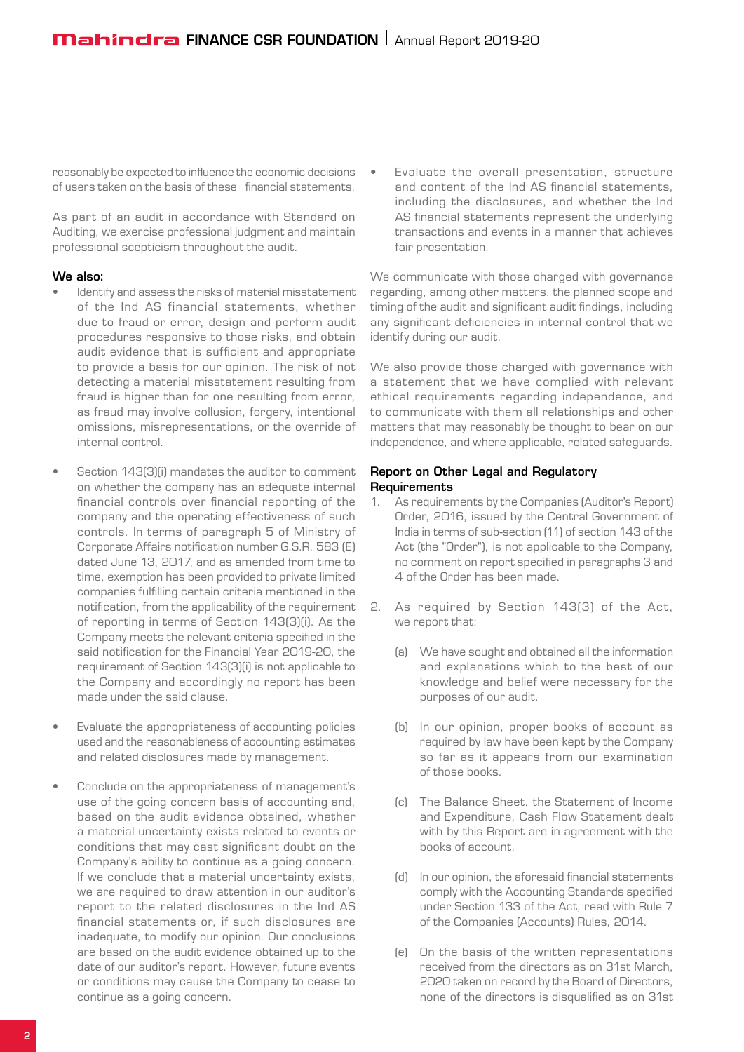reasonably be expected to influence the economic decisions of users taken on the basis of these financial statements.

As part of an audit in accordance with Standard on Auditing, we exercise professional judgment and maintain professional scepticism throughout the audit.

**We also:**

- Identify and assess the risks of material misstatement of the Ind AS financial statements, whether due to fraud or error, design and perform audit procedures responsive to those risks, and obtain audit evidence that is sufficient and appropriate to provide a basis for our opinion. The risk of not detecting a material misstatement resulting from fraud is higher than for one resulting from error, as fraud may involve collusion, forgery, intentional omissions, misrepresentations, or the override of internal control.

- Section 143(3)(i) mandates the auditor to comment on whether the company has an adequate internal financial controls over financial reporting of the company and the operating effectiveness of such controls. In terms of paragraph 5 of Ministry of Corporate Affairs notification number G.S.R. 583 (E) dated June 13, 2017, and as amended from time to time, exemption has been provided to private limited companies fulfilling certain criteria mentioned in the notification, from the applicability of the requirement of reporting in terms of Section 143(3)(i). As the Company meets the relevant criteria specified in the said notification for the Financial Year 2019-20, the requirement of Section 143(3)(i) is not applicable to the Company and accordingly no report has been made under the said clause.

- Evaluate the appropriateness of accounting policies used and the reasonableness of accounting estimates and related disclosures made by management.

- Conclude on the appropriateness of management's use of the going concern basis of accounting and, based on the audit evidence obtained, whether a material uncertainty exists related to events or conditions that may cast significant doubt on the Company's ability to continue as a going concern. If we conclude that a material uncertainty exists, we are required to draw attention in our auditor's report to the related disclosures in the Ind AS financial statements or, if such disclosures are inadequate, to modify our opinion. Our conclusions are based on the audit evidence obtained up to the date of our auditor's report. However, future events or conditions may cause the Company to cease to continue as a going concern.

- Evaluate the overall presentation, structure and content of the Ind AS financial statements, including the disclosures, and whether the Ind AS financial statements represent the underlying transactions and events in a manner that achieves fair presentation.

We communicate with those charged with governance regarding, among other matters, the planned scope and timing of the audit and significant audit findings, including any significant deficiencies in internal control that we identify during our audit.

We also provide those charged with governance with a statement that we have complied with relevant ethical requirements regarding independence, and to communicate with them all relationships and other matters that may reasonably be thought to bear on our independence, and where applicable, related safeguards.

**Report on Other Legal and Regulatory Requirements**

1. As requirements by the Companies (Auditor's Report) Order, 2016, issued by the Central Government of India in terms of sub-section (11) of section 143 of the Act (the "Order"), is not applicable to the Company, no comment on report specified in paragraphs 3 and 4 of the Order has been made.

2. As required by Section 143(3) of the Act, we report that:

   (a) We have sought and obtained all the information and explanations which to the best of our knowledge and belief were necessary for the purposes of our audit.

   (b) In our opinion, proper books of account as required by law have been kept by the Company so far as it appears from our examination of those books.

   (c) The Balance Sheet, the Statement of Income and Expenditure, Cash Flow Statement dealt with by this Report are in agreement with the books of account.

   (d) In our opinion, the aforesaid financial statements comply with the Accounting Standards specified under Section 133 of the Act, read with Rule 7 of the Companies (Accounts) Rules, 2014.

   (e) On the basis of the written representations received from the directors as on 31st March, 2020 taken on record by the Board of Directors, none of the directors is disqualified as on 31st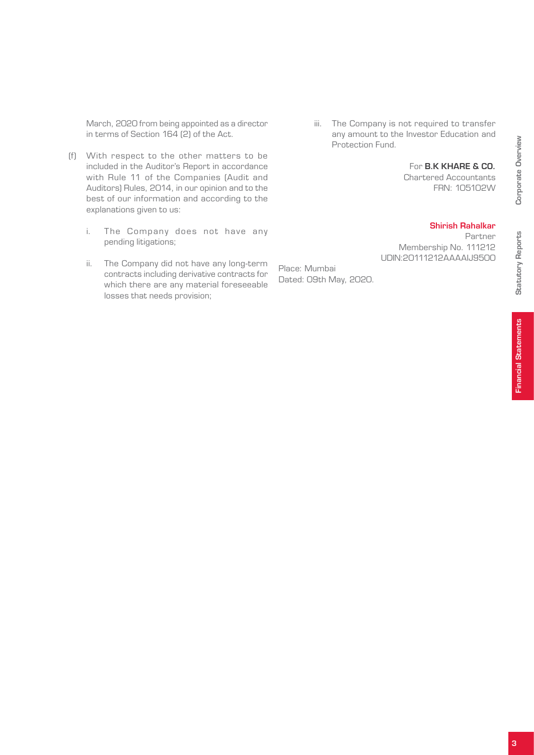March, 2020 from being appointed as a director in terms of Section 164 (2) of the Act.

(f) With respect to the other matters to be included in the Auditor's Report in accordance with Rule 11 of the Companies (Audit and Auditors) Rules, 2014, in our opinion and to the best of our information and according to the explanations given to us:

   i. The Company does not have any pending litigations;

   ii. The Company did not have any long-term contracts including derivative contracts for which there are any material foreseeable losses that needs provision;

   iii. The Company is not required to transfer any amount to the Investor Education and Protection Fund.

For **B.K KHARE & CO.**
Chartered Accountants
FRN: 105102W

**Shirish Rahalkar**
Partner
Membership No. 111212
UDIN:20111212AAAAIJ9500

Place: Mumbai
Dated: 09th May, 2020.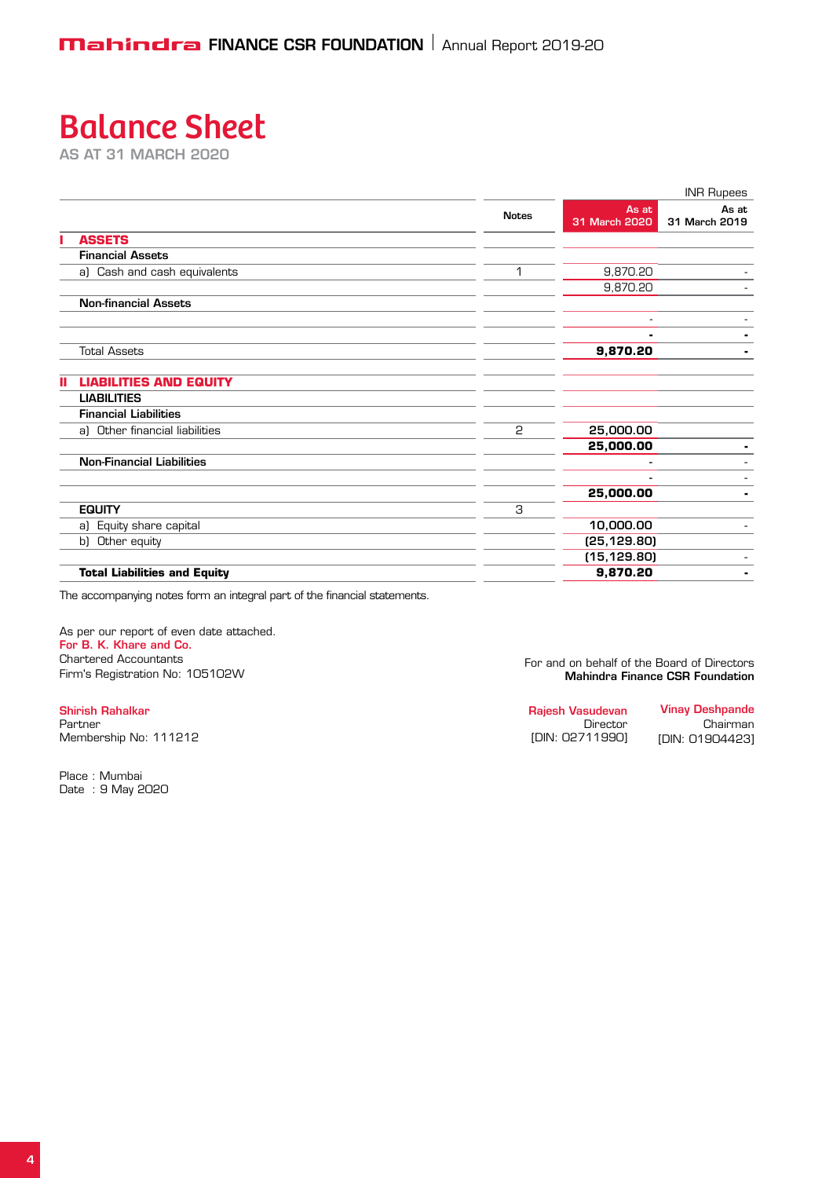# Balance Sheet

AS AT 31 MARCH 2020

INR Rupees

| | Notes | As at 31 March 2020 | As at 31 March 2019 |
|---|---|---|---|
| **I ASSETS** | | | |
| **Financial Assets** | | | |
| a) Cash and cash equivalents | 1 | 9,870.20 | - |
| | | 9,870.20 | - |
| **Non-financial Assets** | | | |
| | | - | - |
| | | **-** | **-** |
| Total Assets | | **9,870.20** | **-** |
| **II LIABILITIES AND EQUITY** | | | |
| **LIABILITIES** | | | |
| **Financial Liabilities** | | | |
| a) Other financial liabilities | 2 | 25,000.00 | |
| | | **25,000.00** | **-** |
| **Non-Financial Liabilities** | | - | - |
| | | - | - |
| | | **25,000.00** | **-** |
| **EQUITY** | 3 | | |
| a) Equity share capital | | 10,000.00 | - |
| b) Other equity | | (25,129.80) | |
| | | (15,129.80) | - |
| **Total Liabilities and Equity** | | **9,870.20** | **-** |

The accompanying notes form an integral part of the financial statements.

As per our report of even date attached.
**For B. K. Khare and Co.**
Chartered Accountants
Firm's Registration No: 105102W

**Shirish Rahalkar**
Partner
Membership No: 111212

Place : Mumbai
Date : 9 May 2020

For and on behalf of the Board of Directors
**Mahindra Finance CSR Foundation**

**Rajesh Vasudevan**
Director
[DIN: 02711990]

**Vinay Deshpande**
Chairman
[DIN: 01904423]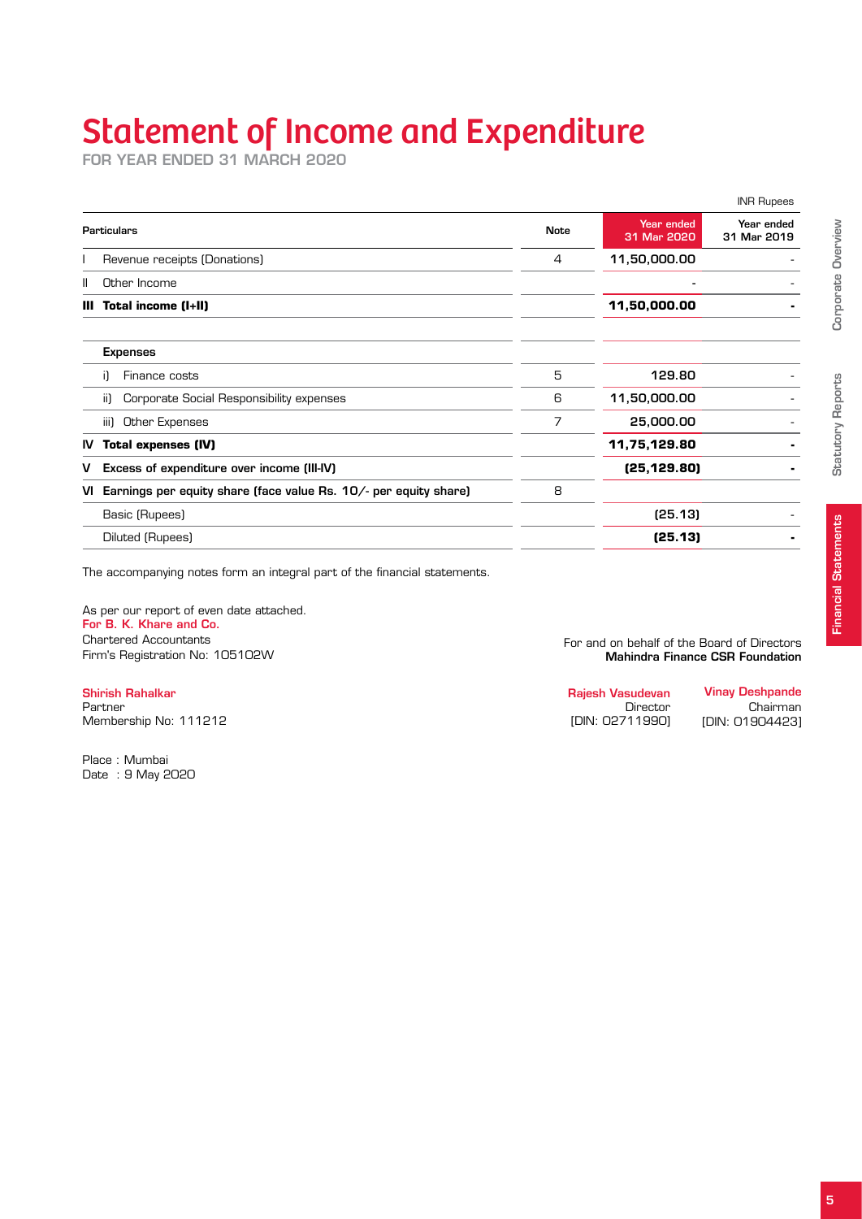# Statement of Income and Expenditure

**FOR YEAR ENDED 31 MARCH 2020**

INR Rupees

| Particulars | Note | Year ended 31 Mar 2020 | Year ended 31 Mar 2019 |
|---|---|---|---|
| I Revenue receipts (Donations) | 4 | 11,50,000.00 | - |
| II Other Income | | - | - |
| **III Total income (I+II)** | | **11,50,000.00** | **-** |
| **Expenses** | | | |
| i) Finance costs | 5 | 129.80 | - |
| ii) Corporate Social Responsibility expenses | 6 | 11,50,000.00 | - |
| iii) Other Expenses | 7 | 25,000.00 | - |
| **IV Total expenses (IV)** | | **11,75,129.80** | **-** |
| **V Excess of expenditure over income (III-IV)** | | **(25,129.80)** | **-** |
| **VI Earnings per equity share (face value Rs. 10/- per equity share)** | 8 | | |
| Basic (Rupees) | | (25.13) | - |
| Diluted (Rupees) | | **(25.13)** | **-** |

The accompanying notes form an integral part of the financial statements.

As per our report of even date attached.
**For B. K. Khare and Co.**
Chartered Accountants
Firm's Registration No: 105102W

**Shirish Rahalkar**
Partner
Membership No: 111212

Place : Mumbai
Date : 9 May 2020

For and on behalf of the Board of Directors
**Mahindra Finance CSR Foundation**

**Rajesh Vasudevan**
Director
[DIN: 02711990]

**Vinay Deshpande**
Chairman
[DIN: 01904423]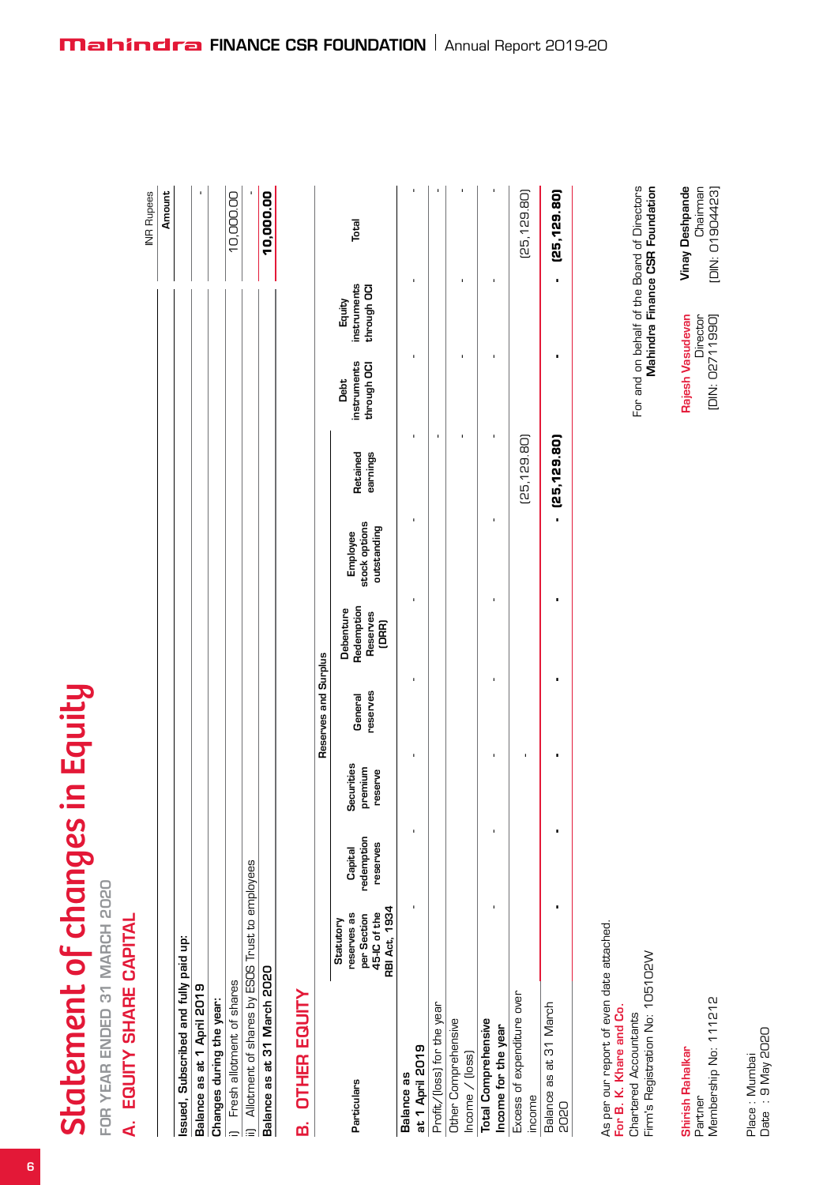# Statement of changes in Equity

FOR YEAR ENDED 31 MARCH 2020

## A. EQUITY SHARE CAPITAL

INR Rupees

| | Amount |
|---|---|
| **Issued, Subscribed and fully paid up:** | |
| **Balance as at 1 April 2019** | - |
| **Changes during the year:** | |
| i) Fresh allotment of shares | 10,000.00 |
| ii) Allotment of shares by ESOS Trust to employees | - |
| **Balance as at 31 March 2020** | **10,000.00** |

## B. OTHER EQUITY

| Particulars | Reserves and Surplus | | | | | | | Debt instruments through OCI | Equity instruments through OCI | Total |
|---|---|---|---|---|---|---|---|---|---|---|
| | Statutory reserves as per Section 45-IC of the RBI Act, 1934 | Capital redemption reserves | Securities premium reserve | General reserves | Debenture Redemption Reserves (DRR) | Employee stock options outstanding | Retained earnings | | | |
| **Balance as at 1 April 2019** | - | - | - | - | - | - | - | - | - | - |
| Profit/(loss) for the year | | | | | | | - | - | - | - |
| Other Comprehensive Income / (loss) | | | | | | | | - | - | - |
| **Total Comprehensive Income for the year** | - | - | - | - | - | - | - | - | - | - |
| Excess of expenditure over income | | | - | | | | (25,129.80) | | | (25,129.80) |
| Balance as at 31 March 2020 | **-** | **-** | **-** | **-** | **-** | **-** | **(25,129.80)** | **-** | **-** | **(25,129.80)** |

As per our report of even date attached.
**For B. K. Khare and Co.**
Chartered Accountants
Firm's Registration No: 105102W

**Shirish Rahalkar**
Partner
Membership No: 111212

Place : Mumbai
Date : 9 May 2020

For and on behalf of the Board of Directors
**Mahindra Finance CSR Foundation**

**Rajesh Vasudevan**
Director
[DIN: 02711990]

**Vinay Deshpande**
Chairman
[DIN: 01904423]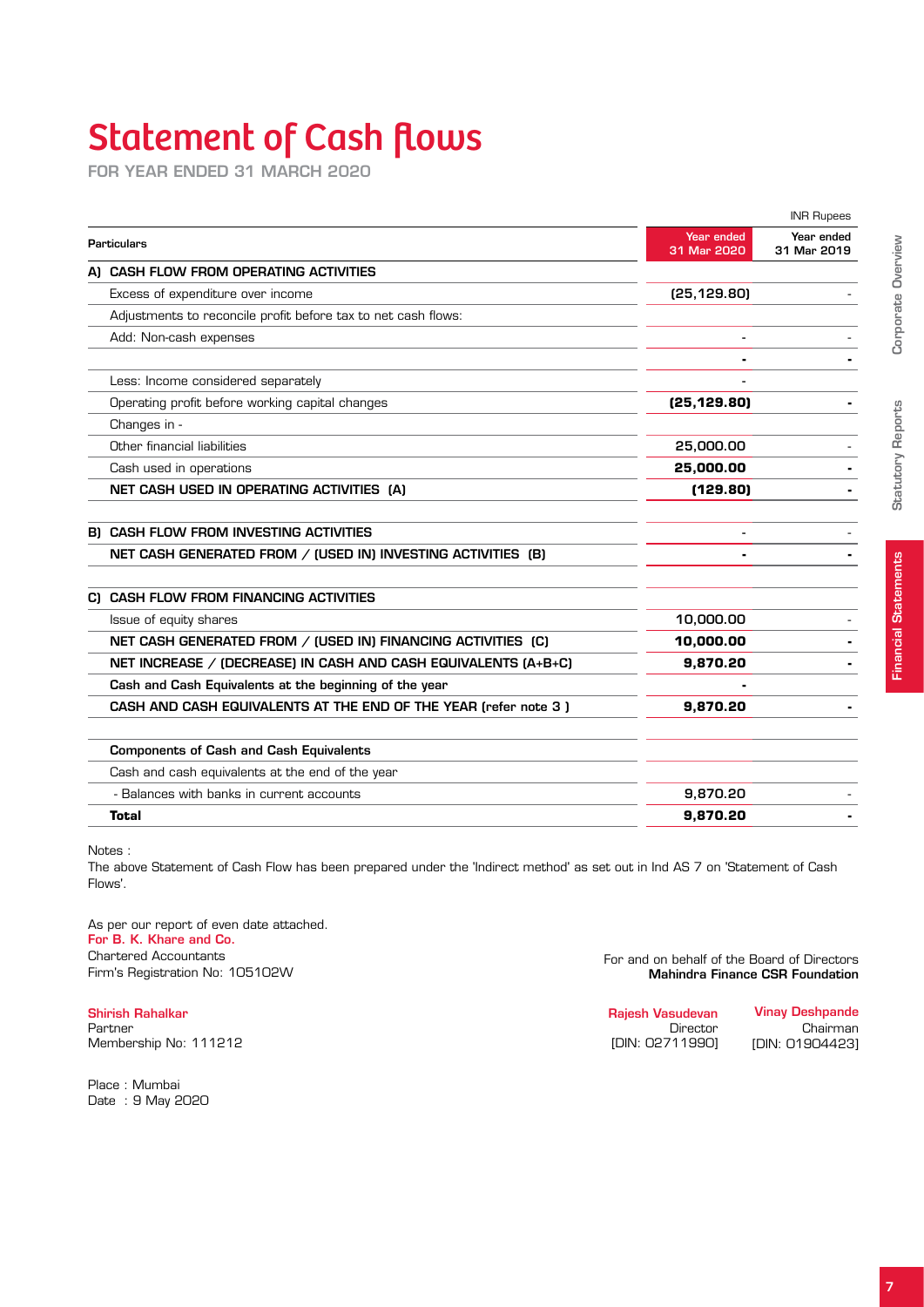# Statement of Cash flows

**FOR YEAR ENDED 31 MARCH 2020**

INR Rupees

| Particulars | Year ended 31 Mar 2020 | Year ended 31 Mar 2019 |
|---|---|---|
| **A) CASH FLOW FROM OPERATING ACTIVITIES** | | |
| Excess of expenditure over income | (25,129.80) | - |
| Adjustments to reconcile profit before tax to net cash flows: | | |
| Add: Non-cash expenses | - | - |
| | **-** | **-** |
| Less: Income considered separately | - | |
| Operating profit before working capital changes | **(25,129.80)** | **-** |
| Changes in - | | |
| Other financial liabilities | 25,000.00 | - |
| Cash used in operations | **25,000.00** | **-** |
| **NET CASH USED IN OPERATING ACTIVITIES (A)** | **(129.80)** | **-** |
| **B) CASH FLOW FROM INVESTING ACTIVITIES** | - | - |
| **NET CASH GENERATED FROM / (USED IN) INVESTING ACTIVITIES (B)** | **-** | **-** |
| **C) CASH FLOW FROM FINANCING ACTIVITIES** | | |
| Issue of equity shares | 10,000.00 | - |
| **NET CASH GENERATED FROM / (USED IN) FINANCING ACTIVITIES (C)** | **10,000.00** | **-** |
| **NET INCREASE / (DECREASE) IN CASH AND CASH EQUIVALENTS (A+B+C)** | **9,870.20** | **-** |
| **Cash and Cash Equivalents at the beginning of the year** | **-** | |
| **CASH AND CASH EQUIVALENTS AT THE END OF THE YEAR (refer note 3 )** | **9,870.20** | **-** |
| **Components of Cash and Cash Equivalents** | | |
| Cash and cash equivalents at the end of the year | | |
| - Balances with banks in current accounts | 9,870.20 | - |
| **Total** | **9,870.20** | **-** |

Notes :

The above Statement of Cash Flow has been prepared under the 'Indirect method' as set out in Ind AS 7 on 'Statement of Cash Flows'.

As per our report of even date attached.
**For B. K. Khare and Co.**
Chartered Accountants
Firm's Registration No: 105102W

**Shirish Rahalkar**
Partner
Membership No: 111212

Place : Mumbai
Date : 9 May 2020

For and on behalf of the Board of Directors
**Mahindra Finance CSR Foundation**

**Rajesh Vasudevan**
Director
[DIN: 02711990]

**Vinay Deshpande**
Chairman
[DIN: 01904423]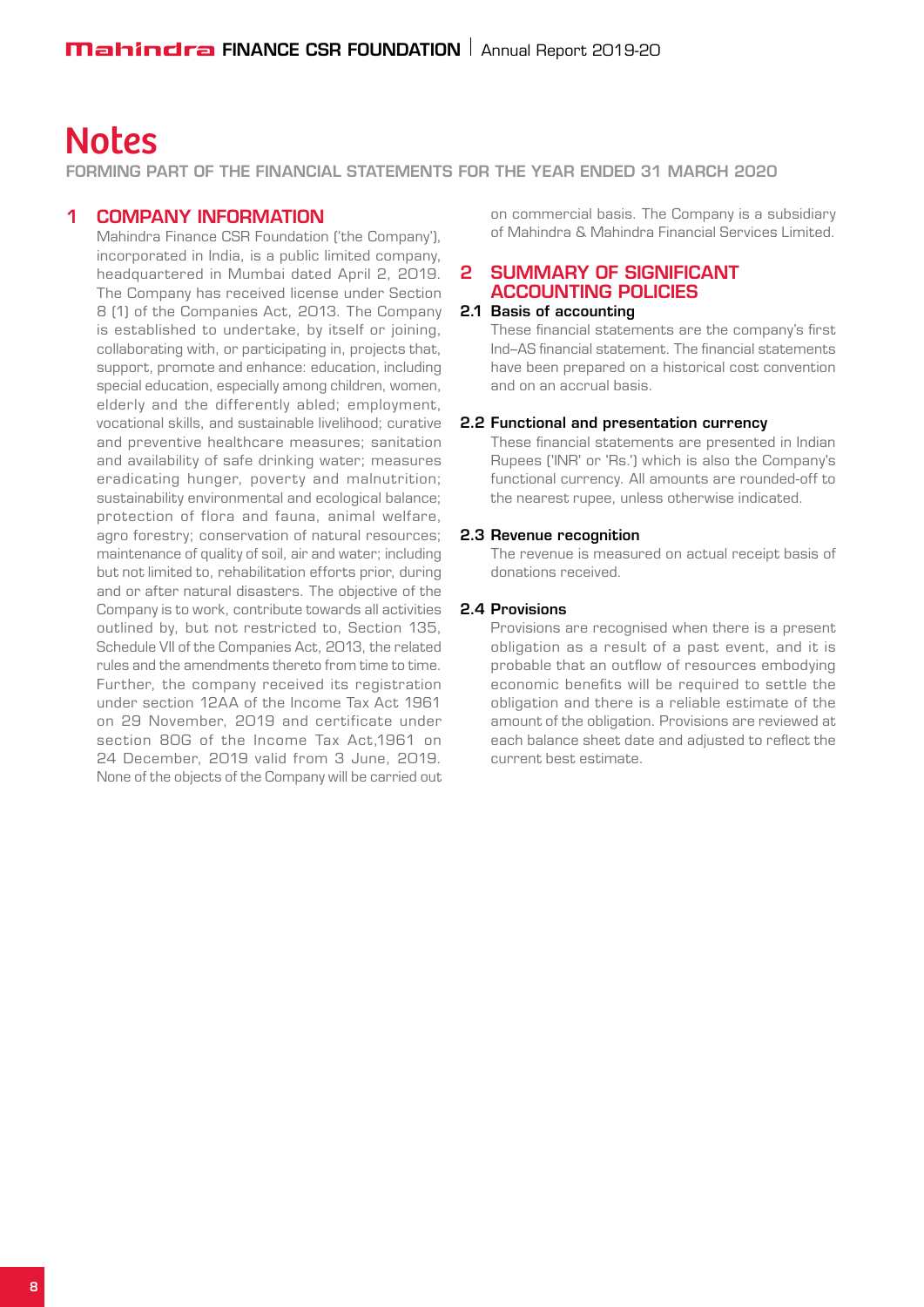# Notes

**FORMING PART OF THE FINANCIAL STATEMENTS FOR THE YEAR ENDED 31 MARCH 2020**

## 1 COMPANY INFORMATION

Mahindra Finance CSR Foundation ('the Company'), incorporated in India, is a public limited company, headquartered in Mumbai dated April 2, 2019. The Company has received license under Section 8 (1) of the Companies Act, 2013. The Company is established to undertake, by itself or joining, collaborating with, or participating in, projects that, support, promote and enhance: education, including special education, especially among children, women, elderly and the differently abled; employment, vocational skills, and sustainable livelihood; curative and preventive healthcare measures; sanitation and availability of safe drinking water; measures eradicating hunger, poverty and malnutrition; sustainability environmental and ecological balance; protection of flora and fauna, animal welfare, agro forestry; conservation of natural resources; maintenance of quality of soil, air and water; including but not limited to, rehabilitation efforts prior, during and or after natural disasters. The objective of the Company is to work, contribute towards all activities outlined by, but not restricted to, Section 135, Schedule VII of the Companies Act, 2013, the related rules and the amendments thereto from time to time. Further, the company received its registration under section 12AA of the Income Tax Act 1961 on 29 November, 2019 and certificate under section 80G of the Income Tax Act,1961 on 24 December, 2019 valid from 3 June, 2019. None of the objects of the Company will be carried out on commercial basis. The Company is a subsidiary of Mahindra & Mahindra Financial Services Limited.

## 2 SUMMARY OF SIGNIFICANT ACCOUNTING POLICIES

### 2.1 Basis of accounting

These financial statements are the company's first Ind–AS financial statement. The financial statements have been prepared on a historical cost convention and on an accrual basis.

### 2.2 Functional and presentation currency

These financial statements are presented in Indian Rupees ('INR' or 'Rs.') which is also the Company's functional currency. All amounts are rounded-off to the nearest rupee, unless otherwise indicated.

### 2.3 Revenue recognition

The revenue is measured on actual receipt basis of donations received.

### 2.4 Provisions

Provisions are recognised when there is a present obligation as a result of a past event, and it is probable that an outflow of resources embodying economic benefits will be required to settle the obligation and there is a reliable estimate of the amount of the obligation. Provisions are reviewed at each balance sheet date and adjusted to reflect the current best estimate.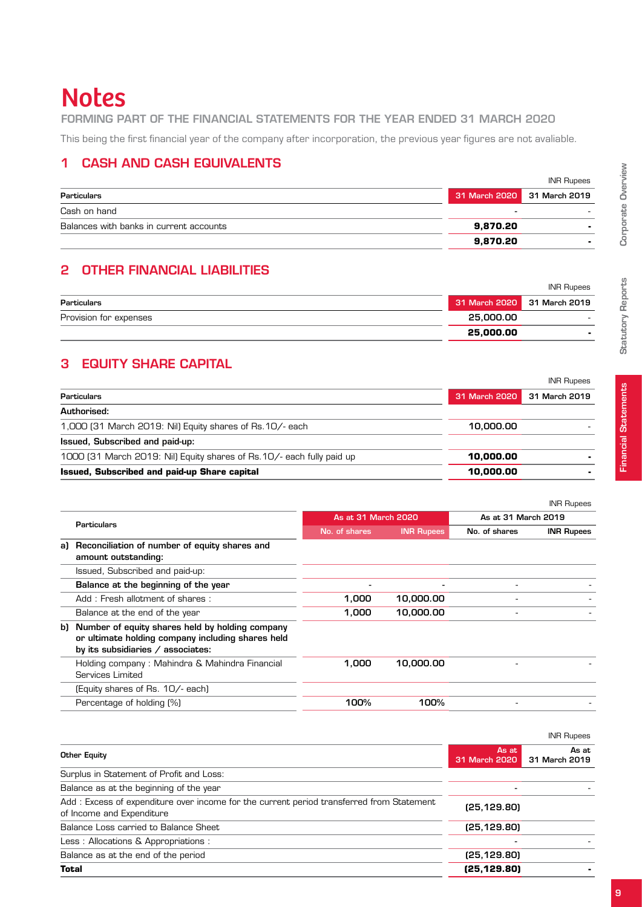# Notes

FORMING PART OF THE FINANCIAL STATEMENTS FOR THE YEAR ENDED 31 MARCH 2020

This being the first financial year of the company after incorporation, the previous year figures are not avaliable.

## 1 CASH AND CASH EQUIVALENTS

INR Rupees

| Particulars | 31 March 2020 | 31 March 2019 |
|---|---|---|
| Cash on hand | - | - |
| Balances with banks in current accounts | 9,870.20 | - |
| | 9,870.20 | - |

## 2 OTHER FINANCIAL LIABILITIES

INR Rupees

| Particulars | 31 March 2020 | 31 March 2019 |
|---|---|---|
| Provision for expenses | 25,000.00 | - |
| | 25,000.00 | - |

## 3 EQUITY SHARE CAPITAL

INR Rupees

| Particulars | 31 March 2020 | 31 March 2019 |
|---|---|---|
| **Authorised:** | | |
| 1,000 (31 March 2019: Nil) Equity shares of Rs.10/- each | 10,000.00 | - |
| **Issued, Subscribed and paid-up:** | | |
| 1000 (31 March 2019: Nil) Equity shares of Rs.10/- each fully paid up | 10,000.00 | - |
| **Issued, Subscribed and paid-up Share capital** | 10,000.00 | - |

INR Rupees

| | Particulars | As at 31 March 2020 | | As at 31 March 2019 | |
|---|---|---|---|---|---|
| | | No. of shares | INR Rupees | No. of shares | INR Rupees |
| a) | **Reconciliation of number of equity shares and amount outstanding:** | | | | |
| | Issued, Subscribed and paid-up: | | | | |
| | **Balance at the beginning of the year** | - | - | - | - |
| | Add : Fresh allotment of shares : | 1,000 | 10,000.00 | - | - |
| | Balance at the end of the year | 1,000 | 10,000.00 | - | - |
| b) | **Number of equity shares held by holding company or ultimate holding company including shares held by its subsidiaries / associates:** | | | | |
| | Holding company : Mahindra & Mahindra Financial Services Limited | 1,000 | 10,000.00 | - | - |
| | (Equity shares of Rs. 10/- each) | | | | |
| | Percentage of holding (%) | 100% | 100% | - | - |

INR Rupees

| Other Equity | As at 31 March 2020 | As at 31 March 2019 |
|---|---|---|
| Surplus in Statement of Profit and Loss: | | |
| Balance as at the beginning of the year | - | - |
| Add : Excess of expenditure over income for the current period transferred from Statement of Income and Expenditure | (25,129.80) | |
| Balance Loss carried to Balance Sheet | (25,129.80) | |
| Less : Allocations & Appropriations : | - | - |
| Balance as at the end of the period | (25,129.80) | |
| **Total** | **(25,129.80)** | - |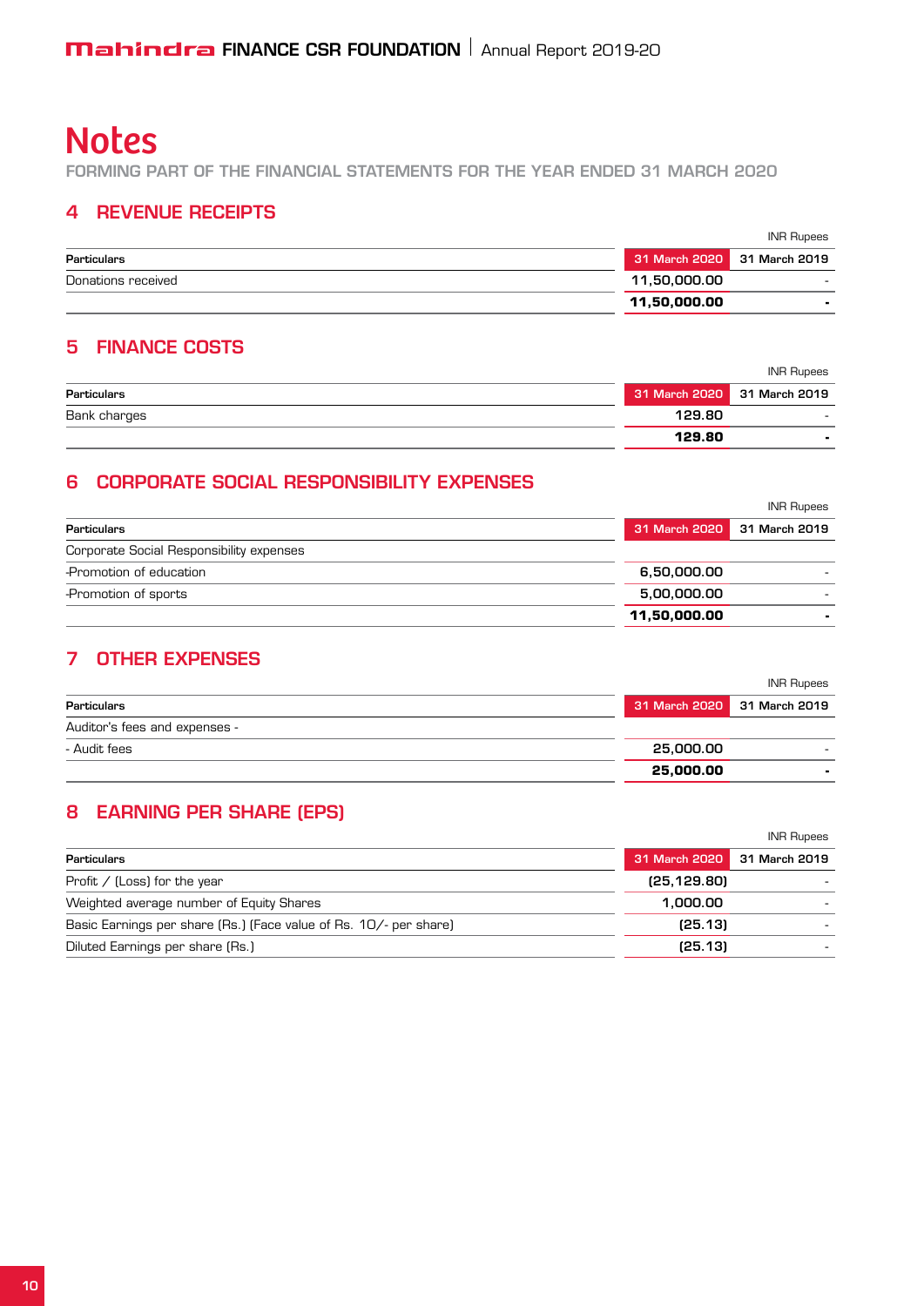# Notes

FORMING PART OF THE FINANCIAL STATEMENTS FOR THE YEAR ENDED 31 MARCH 2020

## 4 REVENUE RECEIPTS

INR Rupees

| Particulars | 31 March 2020 | 31 March 2019 |
|---|---|---|
| Donations received | 11,50,000.00 | - |
| | **11,50,000.00** | **-** |

## 5 FINANCE COSTS

INR Rupees

| Particulars | 31 March 2020 | 31 March 2019 |
|---|---|---|
| Bank charges | 129.80 | - |
| | **129.80** | **-** |

## 6 CORPORATE SOCIAL RESPONSIBILITY EXPENSES

INR Rupees

| Particulars | 31 March 2020 | 31 March 2019 |
|---|---|---|
| Corporate Social Responsibility expenses | | |
| -Promotion of education | 6,50,000.00 | - |
| -Promotion of sports | 5,00,000.00 | - |
| | **11,50,000.00** | **-** |

## 7 OTHER EXPENSES

INR Rupees

| Particulars | 31 March 2020 | 31 March 2019 |
|---|---|---|
| Auditor's fees and expenses - | | |
| - Audit fees | 25,000.00 | - |
| | **25,000.00** | **-** |

## 8 EARNING PER SHARE (EPS)

INR Rupees

| Particulars | 31 March 2020 | 31 March 2019 |
|---|---|---|
| Profit / (Loss) for the year | (25,129.80) | - |
| Weighted average number of Equity Shares | 1,000.00 | - |
| Basic Earnings per share (Rs.) (Face value of Rs. 10/- per share) | (25.13) | - |
| Diluted Earnings per share (Rs.) | (25.13) | - |